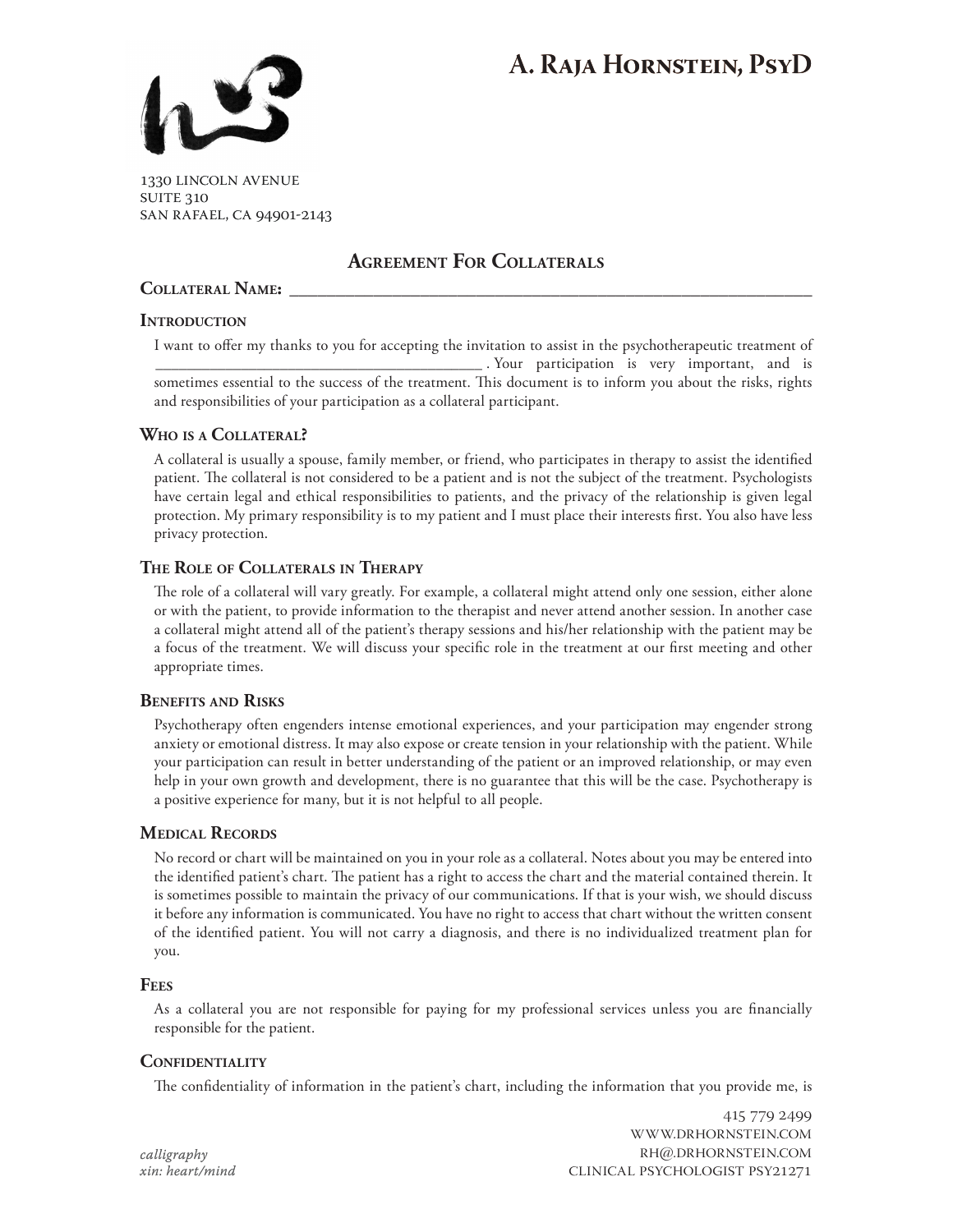# A. Raja Hornstein, PsyD

1330 Lincoln Avenue
Suite 310
San Rafael, CA 94901-2143

## Agreement For Collaterals

**Collateral Name:** ______________________________________________________________

### Introduction

I want to offer my thanks to you for accepting the invitation to assist in the psychotherapeutic treatment of ____________________________________________ . Your participation is very important, and is sometimes essential to the success of the treatment. This document is to inform you about the risks, rights and responsibilities of your participation as a collateral participant.

### Who is a Collateral?

A collateral is usually a spouse, family member, or friend, who participates in therapy to assist the identified patient. The collateral is not considered to be a patient and is not the subject of the treatment. Psychologists have certain legal and ethical responsibilities to patients, and the privacy of the relationship is given legal protection. My primary responsibility is to my patient and I must place their interests first. You also have less privacy protection.

### The Role of Collaterals in Therapy

The role of a collateral will vary greatly. For example, a collateral might attend only one session, either alone or with the patient, to provide information to the therapist and never attend another session. In another case a collateral might attend all of the patient's therapy sessions and his/her relationship with the patient may be a focus of the treatment. We will discuss your specific role in the treatment at our first meeting and other appropriate times.

### Benefits and Risks

Psychotherapy often engenders intense emotional experiences, and your participation may engender strong anxiety or emotional distress. It may also expose or create tension in your relationship with the patient. While your participation can result in better understanding of the patient or an improved relationship, or may even help in your own growth and development, there is no guarantee that this will be the case. Psychotherapy is a positive experience for many, but it is not helpful to all people.

### Medical Records

No record or chart will be maintained on you in your role as a collateral. Notes about you may be entered into the identified patient's chart. The patient has a right to access the chart and the material contained therein. It is sometimes possible to maintain the privacy of our communications. If that is your wish, we should discuss it before any information is communicated. You have no right to access that chart without the written consent of the identified patient. You will not carry a diagnosis, and there is no individualized treatment plan for you.

### Fees

As a collateral you are not responsible for paying for my professional services unless you are financially responsible for the patient.

### Confidentiality

The confidentiality of information in the patient's chart, including the information that you provide me, is

*calligraphy*
*xin: heart/mind*

415 779 2499
www.drhornstein.com
rh@.drhornstein.com
Clinical Psychologist PSY21271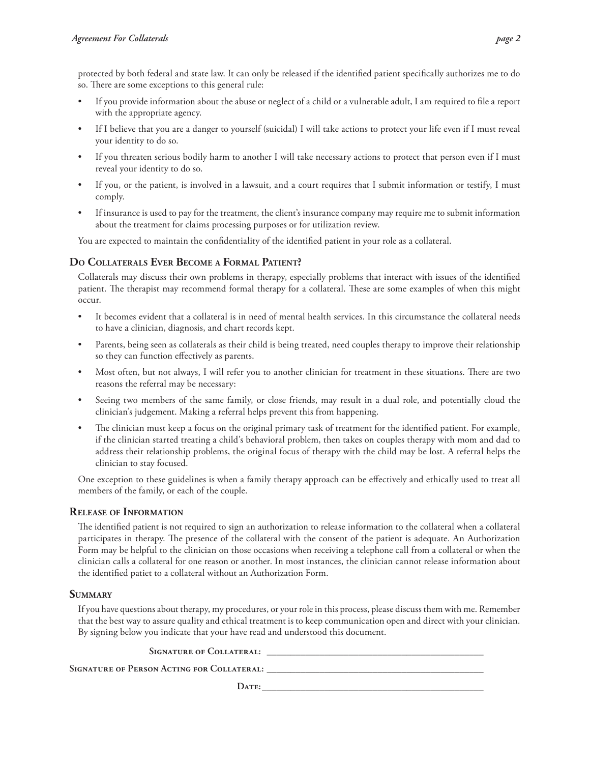protected by both federal and state law. It can only be released if the identified patient specifically authorizes me to do so. There are some exceptions to this general rule:

- If you provide information about the abuse or neglect of a child or a vulnerable adult, I am required to file a report with the appropriate agency.
- If I believe that you are a danger to yourself (suicidal) I will take actions to protect your life even if I must reveal your identity to do so.
- If you threaten serious bodily harm to another I will take necessary actions to protect that person even if I must reveal your identity to do so.
- If you, or the patient, is involved in a lawsuit, and a court requires that I submit information or testify, I must comply.
- If insurance is used to pay for the treatment, the client's insurance company may require me to submit information about the treatment for claims processing purposes or for utilization review.

You are expected to maintain the confidentiality of the identified patient in your role as a collateral.

## Do Collaterals Ever Become a Formal Patient?

Collaterals may discuss their own problems in therapy, especially problems that interact with issues of the identified patient. The therapist may recommend formal therapy for a collateral. These are some examples of when this might occur.

- It becomes evident that a collateral is in need of mental health services. In this circumstance the collateral needs to have a clinician, diagnosis, and chart records kept.
- Parents, being seen as collaterals as their child is being treated, need couples therapy to improve their relationship so they can function effectively as parents.
- Most often, but not always, I will refer you to another clinician for treatment in these situations. There are two reasons the referral may be necessary:
- Seeing two members of the same family, or close friends, may result in a dual role, and potentially cloud the clinician's judgement. Making a referral helps prevent this from happening.
- The clinician must keep a focus on the original primary task of treatment for the identified patient. For example, if the clinician started treating a child's behavioral problem, then takes on couples therapy with mom and dad to address their relationship problems, the original focus of therapy with the child may be lost. A referral helps the clinician to stay focused.

One exception to these guidelines is when a family therapy approach can be effectively and ethically used to treat all members of the family, or each of the couple.

## Release of Information

The identified patient is not required to sign an authorization to release information to the collateral when a collateral participates in therapy. The presence of the collateral with the consent of the patient is adequate. An Authorization Form may be helpful to the clinician on those occasions when receiving a telephone call from a collateral or when the clinician calls a collateral for one reason or another. In most instances, the clinician cannot release information about the identified patiet to a collateral without an Authorization Form.

## Summary

If you have questions about therapy, my procedures, or your role in this process, please discuss them with me. Remember that the best way to assure quality and ethical treatment is to keep communication open and direct with your clinician. By signing below you indicate that your have read and understood this document.

**Signature of Collateral:** ______________________________________________

**Signature of Person Acting for Collateral:** ______________________________________________

**Date:** ______________________________________________